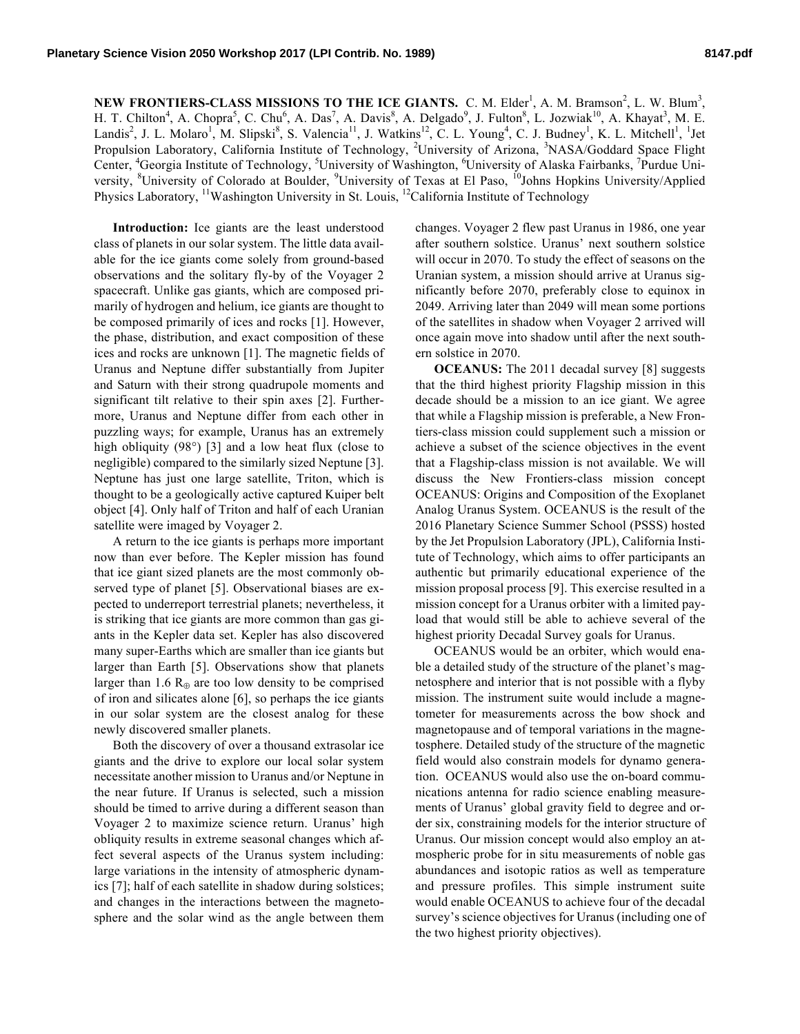**NEW FRONTIERS-CLASS MISSIONS TO THE ICE GIANTS.** C. M. Elder[1], A. M. Bramson[2], L. W. Blum[3], H. T. Chilton[4], A. Chopra[5], C. Chu[6], A. Das[7], A. Davis[8], A. Delgado[9], J. Fulton[8], L. Jozwiak[10], A. Khayat[3], M. E. Landis[2], J. L. Molaro[1], M. Slipski[8], S. Valencia[11], J. Watkins[12], C. L. Young[4], C. J. Budney[1], K. L. Mitchell[1], [1]Jet Propulsion Laboratory, California Institute of Technology, [2]University of Arizona, [3]NASA/Goddard Space Flight Center, [4]Georgia Institute of Technology, [5]University of Washington, [6]University of Alaska Fairbanks, [7]Purdue University, [8]University of Colorado at Boulder, [9]University of Texas at El Paso, [10]Johns Hopkins University/Applied Physics Laboratory, [11]Washington University in St. Louis, [12]California Institute of Technology

**Introduction:** Ice giants are the least understood class of planets in our solar system. The little data available for the ice giants come solely from ground-based observations and the solitary fly-by of the Voyager 2 spacecraft. Unlike gas giants, which are composed primarily of hydrogen and helium, ice giants are thought to be composed primarily of ices and rocks [1]. However, the phase, distribution, and exact composition of these ices and rocks are unknown [1]. The magnetic fields of Uranus and Neptune differ substantially from Jupiter and Saturn with their strong quadrupole moments and significant tilt relative to their spin axes [2]. Furthermore, Uranus and Neptune differ from each other in puzzling ways; for example, Uranus has an extremely high obliquity (98°) [3] and a low heat flux (close to negligible) compared to the similarly sized Neptune [3]. Neptune has just one large satellite, Triton, which is thought to be a geologically active captured Kuiper belt object [4]. Only half of Triton and half of each Uranian satellite were imaged by Voyager 2.

A return to the ice giants is perhaps more important now than ever before. The Kepler mission has found that ice giant sized planets are the most commonly observed type of planet [5]. Observational biases are expected to underreport terrestrial planets; nevertheless, it is striking that ice giants are more common than gas giants in the Kepler data set. Kepler has also discovered many super-Earths which are smaller than ice giants but larger than Earth [5]. Observations show that planets larger than 1.6 $R_{\oplus}$ are too low density to be comprised of iron and silicates alone [6], so perhaps the ice giants in our solar system are the closest analog for these newly discovered smaller planets.

Both the discovery of over a thousand extrasolar ice giants and the drive to explore our local solar system necessitate another mission to Uranus and/or Neptune in the near future. If Uranus is selected, such a mission should be timed to arrive during a different season than Voyager 2 to maximize science return. Uranus' high obliquity results in extreme seasonal changes which affect several aspects of the Uranus system including: large variations in the intensity of atmospheric dynamics [7]; half of each satellite in shadow during solstices; and changes in the interactions between the magnetosphere and the solar wind as the angle between them changes. Voyager 2 flew past Uranus in 1986, one year after southern solstice. Uranus' next southern solstice will occur in 2070. To study the effect of seasons on the Uranian system, a mission should arrive at Uranus significantly before 2070, preferably close to equinox in 2049. Arriving later than 2049 will mean some portions of the satellites in shadow when Voyager 2 arrived will once again move into shadow until after the next southern solstice in 2070.

**OCEANUS:** The 2011 decadal survey [8] suggests that the third highest priority Flagship mission in this decade should be a mission to an ice giant. We agree that while a Flagship mission is preferable, a New Frontiers-class mission could supplement such a mission or achieve a subset of the science objectives in the event that a Flagship-class mission is not available. We will discuss the New Frontiers-class mission concept OCEANUS: Origins and Composition of the Exoplanet Analog Uranus System. OCEANUS is the result of the 2016 Planetary Science Summer School (PSSS) hosted by the Jet Propulsion Laboratory (JPL), California Institute of Technology, which aims to offer participants an authentic but primarily educational experience of the mission proposal process [9]. This exercise resulted in a mission concept for a Uranus orbiter with a limited payload that would still be able to achieve several of the highest priority Decadal Survey goals for Uranus.

OCEANUS would be an orbiter, which would enable a detailed study of the structure of the planet's magnetosphere and interior that is not possible with a flyby mission. The instrument suite would include a magnetometer for measurements across the bow shock and magnetopause and of temporal variations in the magnetosphere. Detailed study of the structure of the magnetic field would also constrain models for dynamo generation. OCEANUS would also use the on-board communications antenna for radio science enabling measurements of Uranus' global gravity field to degree and order six, constraining models for the interior structure of Uranus. Our mission concept would also employ an atmospheric probe for in situ measurements of noble gas abundances and isotopic ratios as well as temperature and pressure profiles. This simple instrument suite would enable OCEANUS to achieve four of the decadal survey's science objectives for Uranus (including one of the two highest priority objectives).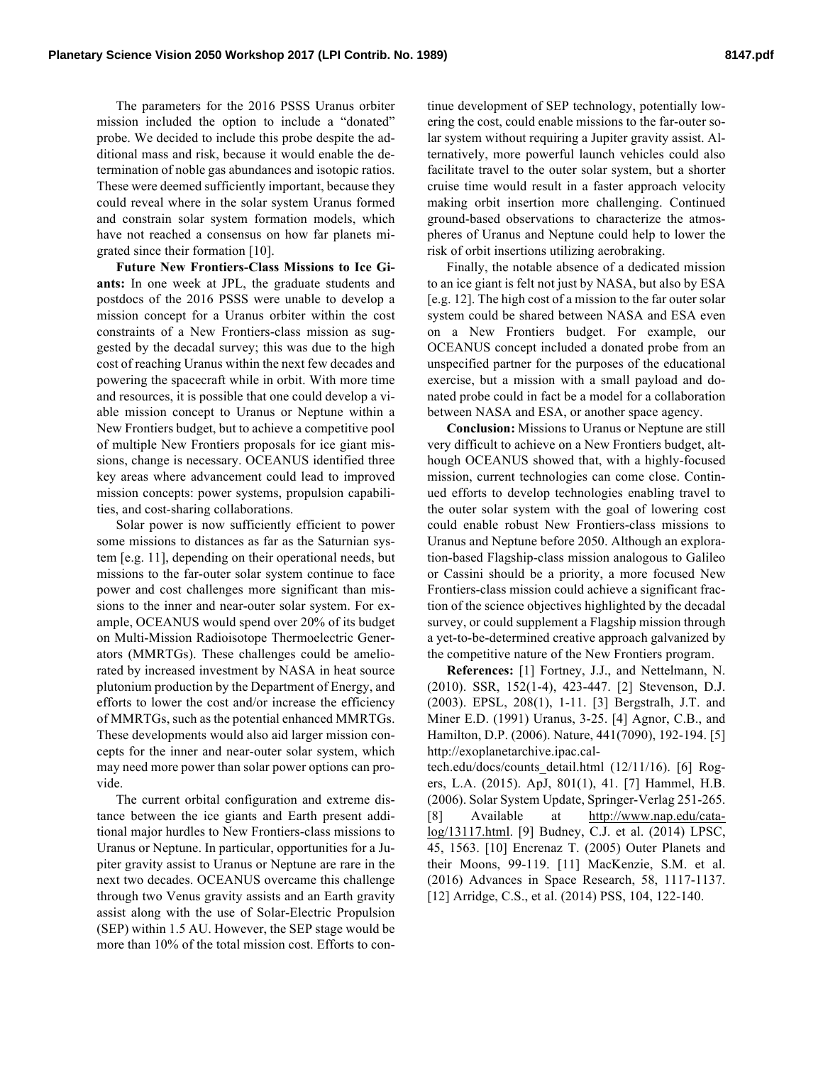The parameters for the 2016 PSSS Uranus orbiter mission included the option to include a "donated" probe. We decided to include this probe despite the additional mass and risk, because it would enable the determination of noble gas abundances and isotopic ratios. These were deemed sufficiently important, because they could reveal where in the solar system Uranus formed and constrain solar system formation models, which have not reached a consensus on how far planets migrated since their formation [10].

**Future New Frontiers-Class Missions to Ice Giants:** In one week at JPL, the graduate students and postdocs of the 2016 PSSS were unable to develop a mission concept for a Uranus orbiter within the cost constraints of a New Frontiers-class mission as suggested by the decadal survey; this was due to the high cost of reaching Uranus within the next few decades and powering the spacecraft while in orbit. With more time and resources, it is possible that one could develop a viable mission concept to Uranus or Neptune within a New Frontiers budget, but to achieve a competitive pool of multiple New Frontiers proposals for ice giant missions, change is necessary. OCEANUS identified three key areas where advancement could lead to improved mission concepts: power systems, propulsion capabilities, and cost-sharing collaborations.

Solar power is now sufficiently efficient to power some missions to distances as far as the Saturnian system [e.g. 11], depending on their operational needs, but missions to the far-outer solar system continue to face power and cost challenges more significant than missions to the inner and near-outer solar system. For example, OCEANUS would spend over 20% of its budget on Multi-Mission Radioisotope Thermoelectric Generators (MMRTGs). These challenges could be ameliorated by increased investment by NASA in heat source plutonium production by the Department of Energy, and efforts to lower the cost and/or increase the efficiency of MMRTGs, such as the potential enhanced MMRTGs. These developments would also aid larger mission concepts for the inner and near-outer solar system, which may need more power than solar power options can provide.

The current orbital configuration and extreme distance between the ice giants and Earth present additional major hurdles to New Frontiers-class missions to Uranus or Neptune. In particular, opportunities for a Jupiter gravity assist to Uranus or Neptune are rare in the next two decades. OCEANUS overcame this challenge through two Venus gravity assists and an Earth gravity assist along with the use of Solar-Electric Propulsion (SEP) within 1.5 AU. However, the SEP stage would be more than 10% of the total mission cost. Efforts to continue development of SEP technology, potentially lowering the cost, could enable missions to the far-outer solar system without requiring a Jupiter gravity assist. Alternatively, more powerful launch vehicles could also facilitate travel to the outer solar system, but a shorter cruise time would result in a faster approach velocity making orbit insertion more challenging. Continued ground-based observations to characterize the atmospheres of Uranus and Neptune could help to lower the risk of orbit insertions utilizing aerobraking.

Finally, the notable absence of a dedicated mission to an ice giant is felt not just by NASA, but also by ESA [e.g. 12]. The high cost of a mission to the far outer solar system could be shared between NASA and ESA even on a New Frontiers budget. For example, our OCEANUS concept included a donated probe from an unspecified partner for the purposes of the educational exercise, but a mission with a small payload and donated probe could in fact be a model for a collaboration between NASA and ESA, or another space agency.

**Conclusion:** Missions to Uranus or Neptune are still very difficult to achieve on a New Frontiers budget, although OCEANUS showed that, with a highly-focused mission, current technologies can come close. Continued efforts to develop technologies enabling travel to the outer solar system with the goal of lowering cost could enable robust New Frontiers-class missions to Uranus and Neptune before 2050. Although an exploration-based Flagship-class mission analogous to Galileo or Cassini should be a priority, a more focused New Frontiers-class mission could achieve a significant fraction of the science objectives highlighted by the decadal survey, or could supplement a Flagship mission through a yet-to-be-determined creative approach galvanized by the competitive nature of the New Frontiers program.

**References:** [1] Fortney, J.J., and Nettelmann, N. (2010). SSR, 152(1-4), 423-447. [2] Stevenson, D.J. (2003). EPSL, 208(1), 1-11. [3] Bergstralh, J.T. and Miner E.D. (1991) Uranus, 3-25. [4] Agnor, C.B., and Hamilton, D.P. (2006). Nature, 441(7090), 192-194. [5] http://exoplanetarchive.ipac.caltech.edu/docs/counts_detail.html (12/11/16). [6] Rogers, L.A. (2015). ApJ, 801(1), 41. [7] Hammel, H.B. (2006). Solar System Update, Springer-Verlag 251-265. [8] Available at http://www.nap.edu/catalog/13117.html. [9] Budney, C.J. et al. (2014) LPSC, 45, 1563. [10] Encrenaz T. (2005) Outer Planets and their Moons, 99-119. [11] MacKenzie, S.M. et al. (2016) Advances in Space Research, 58, 1117-1137. [12] Arridge, C.S., et al. (2014) PSS, 104, 122-140.